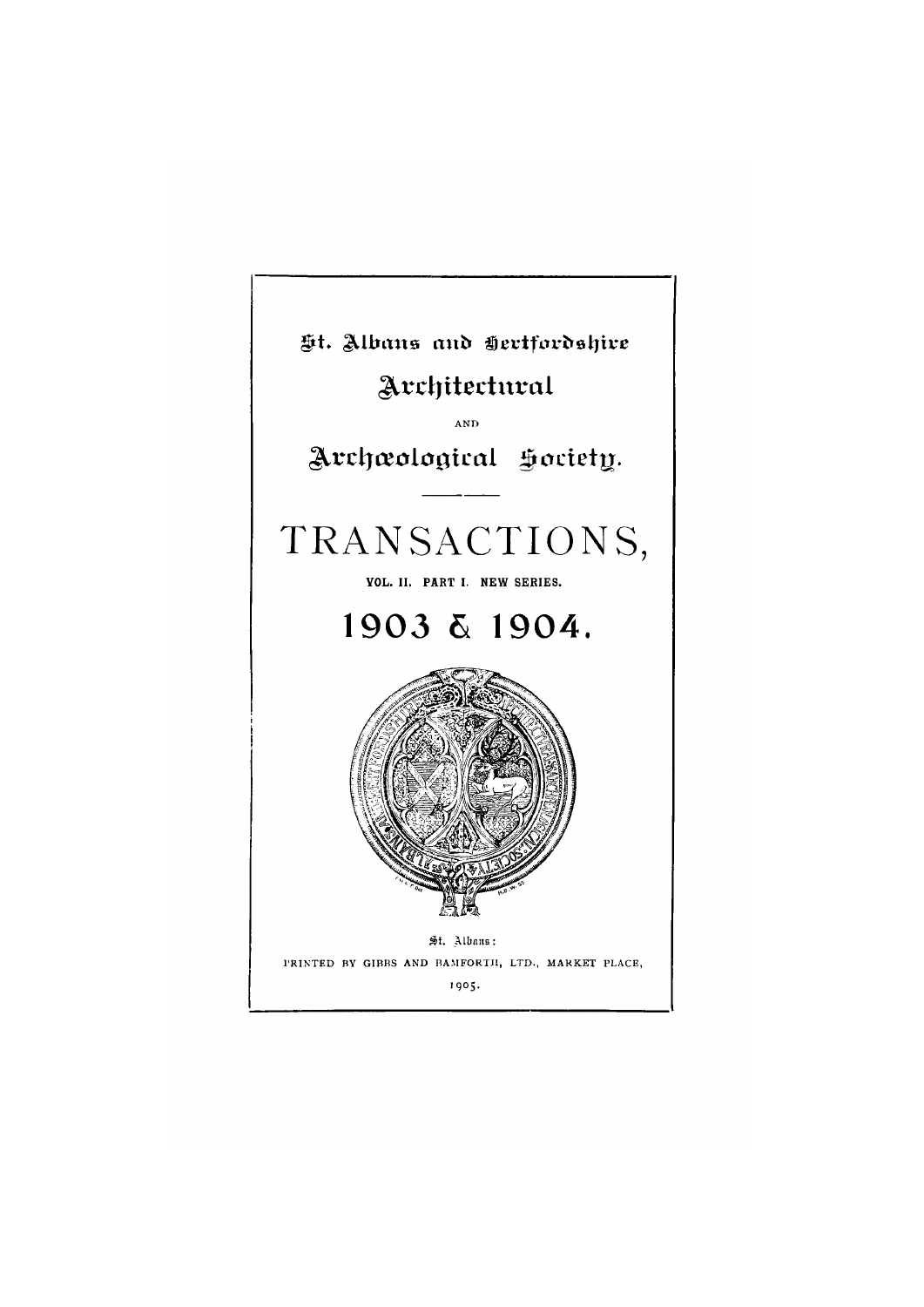# St. Albans and Hertfordshire Architectural AND Archæological Society.

# TRANSACTIONS,

VOL. II. PART I. NEW SERIES.

## 1903 & 1904.

St. Albans:
PRINTED BY GIBBS AND BAMFORTH, LTD., MARKET PLACE,
1905.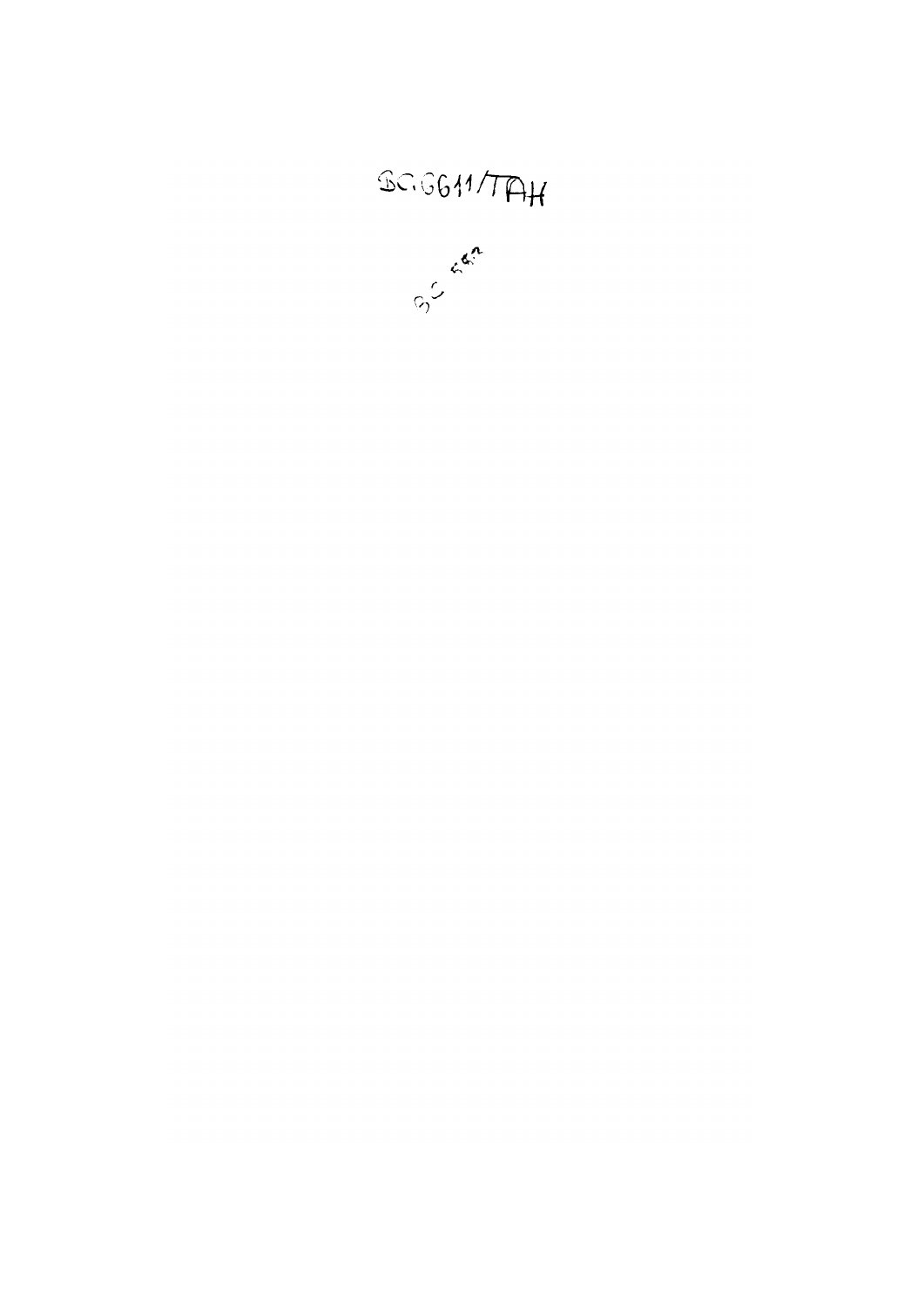BGG611/TAH

BG 582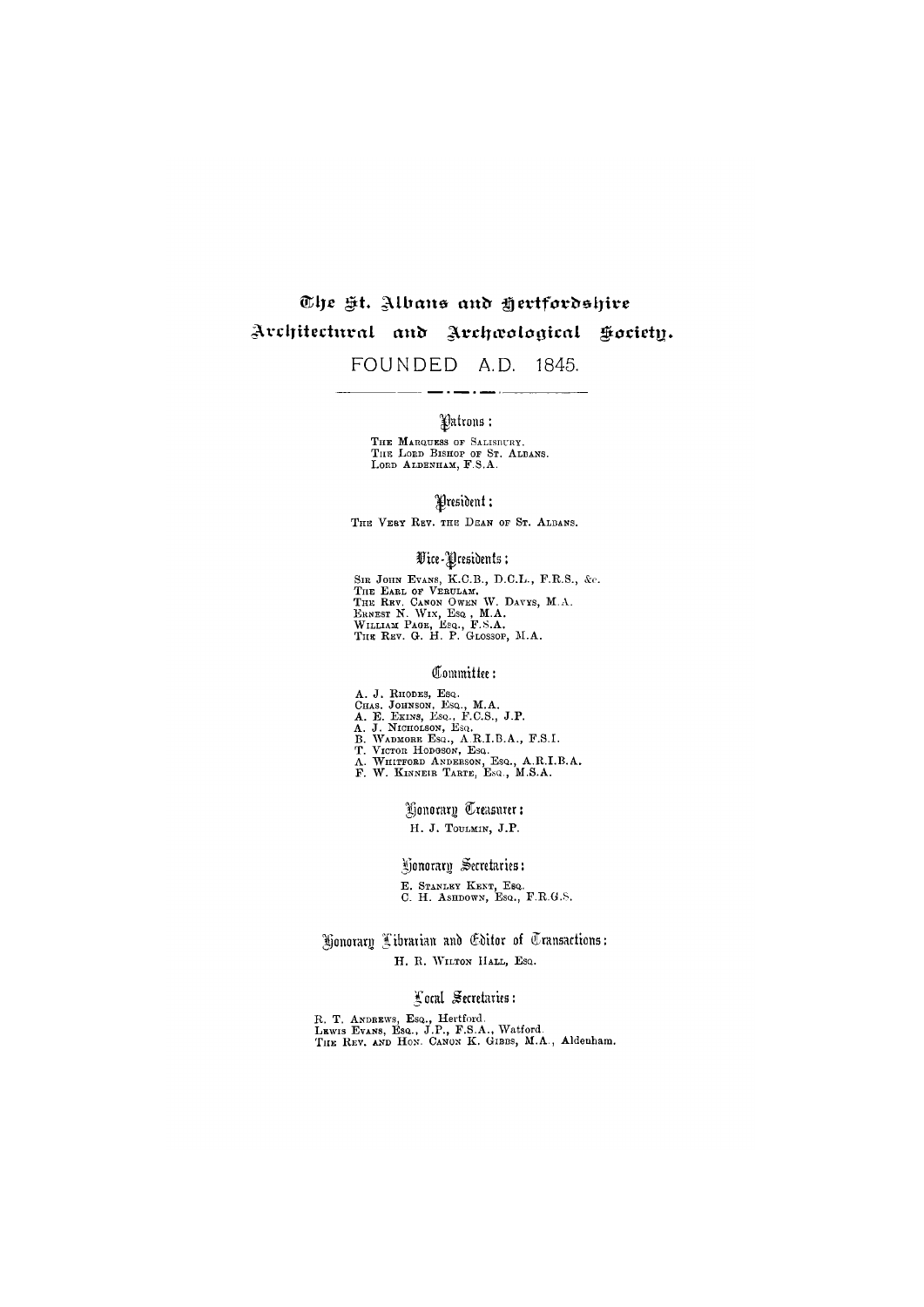# The St. Albans and Hertfordshire Architectural and Archæological Society.

FOUNDED A.D. 1845.

### Patrons:

THE MARQUESS OF SALISBURY.
THE LORD BISHOP OF ST. ALBANS.
LORD ALDENHAM, F.S.A.

### President:

THE VERY REV. THE DEAN OF ST. ALBANS.

### Vice-Presidents:

SIR JOHN EVANS, K.C.B., D.C.L., F.R.S., &c.
THE EARL OF VERULAM.
THE REV. CANON OWEN W. DAVYS, M.A.
ERNEST N. WIX, ESQ., M.A.
WILLIAM PAGE, ESQ., F.S.A.
THE REV. G. H. P. GLOSSOP, M.A.

### Committee:

A. J. RHODES, ESQ.
CHAS. JOHNSON, ESQ., M.A.
A. E. EKINS, ESQ., F.C.S., J.P.
A. J. NICHOLSON, ESQ.
B. WADMORE ESQ., A.R.I.B.A., F.S.I.
T. VICTOR HODGSON, ESQ.
A. WHITFORD ANDERSON, ESQ., A.R.I.B.A.
F. W. KINNEIR TARTE, ESQ., M.S.A.

### Honorary Treasurer:

H. J. TOULMIN, J.P.

### Honorary Secretaries:

E. STANLEY KENT, ESQ.
C. H. ASHDOWN, ESQ., F.R.G.S.

### Honorary Librarian and Editor of Transactions:

H. R. WILTON HALL, ESQ.

### Local Secretaries:

R. T. ANDREWS, ESQ., Hertford.
LEWIS EVANS, ESQ., J.P., F.S.A., Watford.
THE REV. AND HON. CANON K. GIBBS, M.A., Aldenham.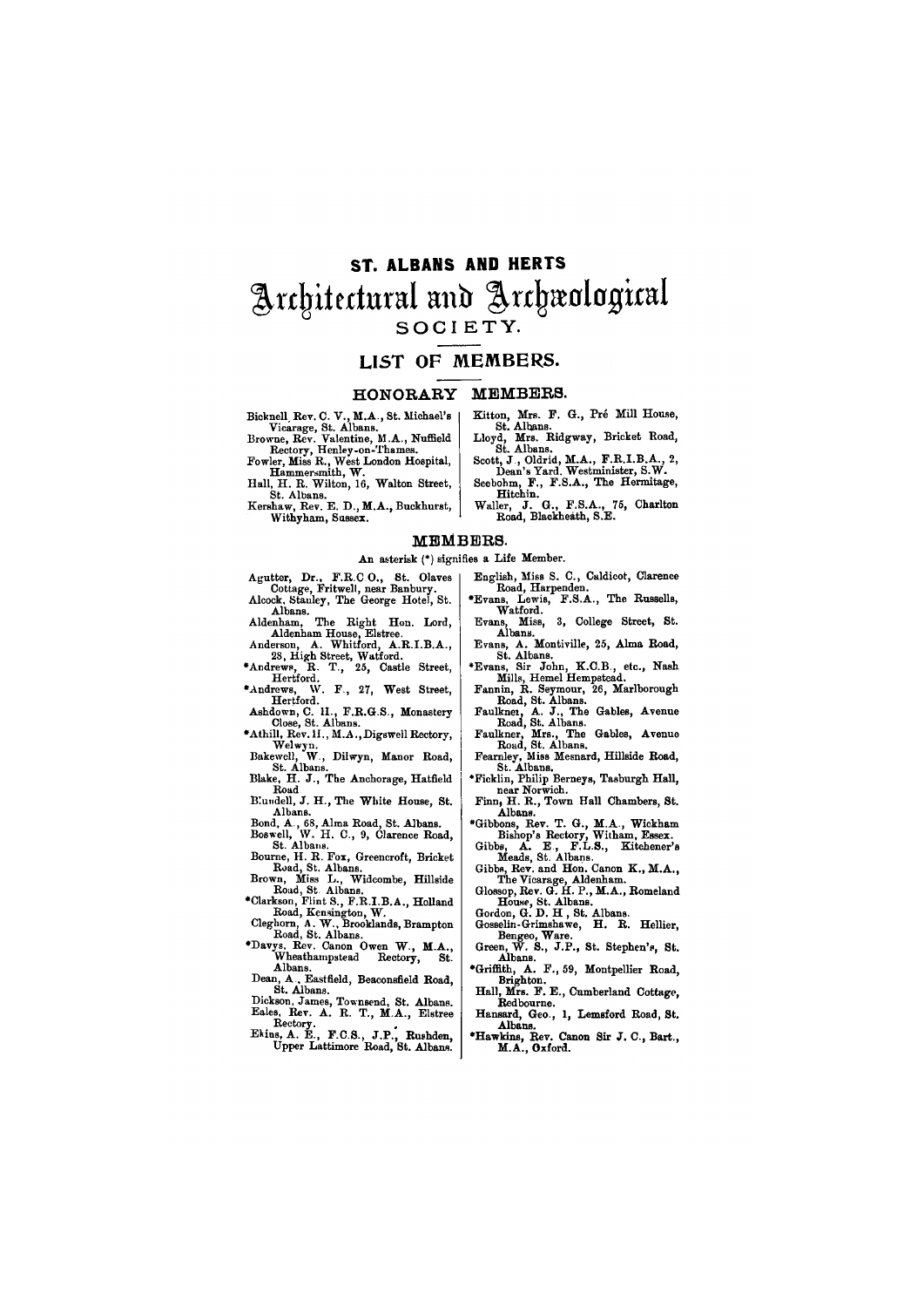# ST. ALBANS AND HERTS
# Architectural and Archæological SOCIETY.

## LIST OF MEMBERS.

### HONORARY MEMBERS.

Bicknell, Rev. C. V., M.A., St. Michael's Vicarage, St. Albans.
Browne, Rev. Valentine, M.A., Nuffield Rectory, Henley-on-Thames.
Fowler, Miss R., West London Hospital, Hammersmith, W.
Hall, H. R. Wilton, 16, Walton Street, St. Albans.
Kershaw, Rev. E. D., M.A., Buckhurst, Withyham, Sussex.
Kitton, Mrs. F. G., Pré Mill House, St. Albans.
Lloyd, Mrs. Ridgway, Bricket Road, St. Albans.
Scott, J., Oldrid, M.A., F.R.I.B.A., 2, Dean's Yard. Westminister, S.W.
Seebohm, F., F.S.A., The Hermitage, Hitchin.
Waller, J. G., F.S.A., 75, Charlton Road, Blackheath, S.E.

### MEMBERS.

An asterisk (*) signifies a Life Member.

Aguttor, Dr., F.R.C O., St. Olaves Cottage, Fritwell, near Banbury.
Alcock, Stanley, The George Hotel, St. Albans.
Aldenham, The Right Hon. Lord, Aldenham House, Elstree.
Anderson, A. Whitford, A.R.I.B.A., 28, High Street, Watford.
*Andrews, R. T., 25, Castle Street, Hertford.
*Andrews, W. F., 27, West Street, Hertford.
Ashdown, C. H., F.R.G.S., Monastery Close, St. Albans.
*Athill, Rev. H., M.A., Digswell Rectory, Welwyn.
Bakewell, W., Dilwyn, Manor Road, St. Albans.
Blake, H. J., The Anchorage, Hatfield Road
Blundell, J. H., The White House, St. Albans.
Bond, A., 68, Alma Road, St. Albans.
Boswell, W. H. C., 9, Clarence Road, St. Albans.
Bourne, H. R. Fox, Greencroft, Bricket Road, St. Albans.
Brown, Miss L., Widcombe, Hillside Road, St Albans.
*Clarkson, Flint S., F.R.I.B.A., Holland Road, Kensington, W.
Cleghorn, A. W., Brooklands, Brampton Road, St. Albans.
*Davys, Rev. Canon Owen W., M.A., Wheathampstead Rectory, St. Albans.
Dean, A., Eastfield, Beaconsfield Road, St. Albans.
Dickson, James, Townsend, St. Albans.
Eales, Rev. A. R. T., M.A., Elstree Rectory.
Ekins, A. E., F.C.S., J.P., Rushden, Upper Lattimore Road, St. Albans.
English, Miss S. C., Caldicot, Clarence Road, Harpenden.
*Evans, Lewis, F.S.A., The Russells, Watford.
Evans, Miss, 3, College Street, St. Albans.
Evans, A. Montiville, 25, Alma Road, St. Albans.
*Evans, Sir John, K.C.B., etc., Nash Mills, Hemel Hempstead.
Fannin, R. Seymour, 26, Marlborough Road, St. Albans.
Faulkner, A. J., The Gables, Avenue Road, St. Albans.
Faulkner, Mrs., The Gables, Avenue Road, St. Albans.
Fearnley, Miss Mesnard, Hillside Road, St. Albans.
*Ficklin, Philip Berneys, Tasburgh Hall, near Norwich.
Finn, H. R., Town Hall Chambers, St. Albans.
*Gibbons, Rev. T. G., M.A., Wickham Bishop's Rectory, Witham, Essex.
Gibbs, A. E., F.L.S., Kitchener's Meads, St. Albans.
Gibbs, Rev. and Hon. Canon K., M.A., The Vicarage, Aldenham.
Glossop, Rev. G. H. P., M.A., Romeland House, St. Albans.
Gordon, G. D. H., St. Albans.
Gosselin-Grimshawe, H. R. Hellier, Bengeo, Ware.
Green, W. S., J.P., St. Stephen's, St. Albans.
*Griffith, A. F., 59, Montpellier Road, Brighton.
Hall, Mrs. F. E., Cumberland Cottage, Redbourne.
Hansard, Geo., 1, Lemsford Road, St. Albans.
*Hawkins, Rev. Canon Sir J. C., Bart., M.A., Oxford.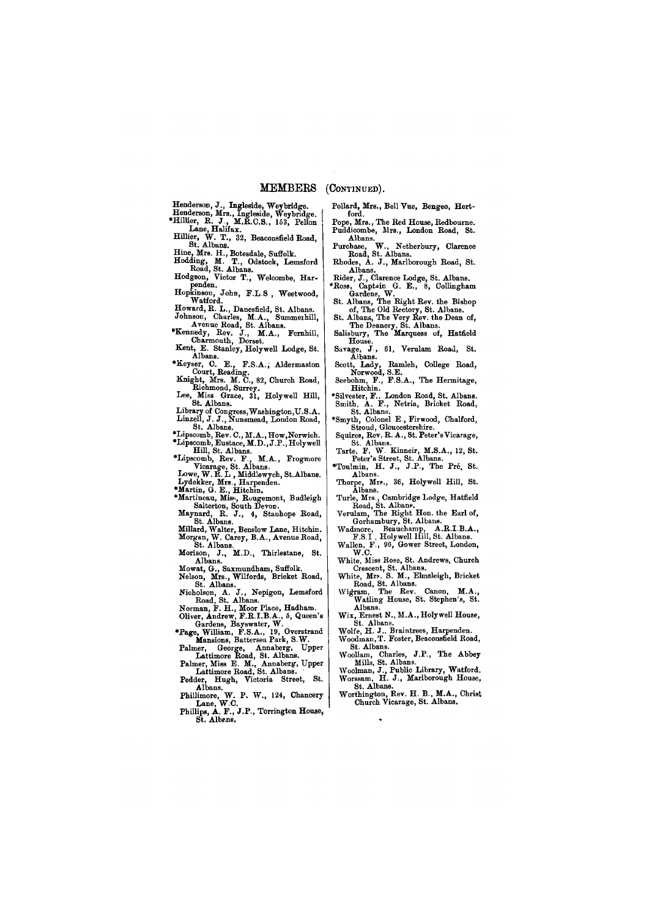## MEMBERS (CONTINUED).

Henderson, J., Ingleside, Weybridge.
Henderson, Mrs., Ingleside, Weybridge.
*Hillier, R. J., M.R.C.S., 153, Pellon Lane, Halifax.
Hillier, W. T., 32, Beaconsfield Road, St. Albans.
Hine, Mrs. H., Botesdale, Suffolk.
Hodding, M. T., Odstock, Lemsford Road, St. Albans.
Hodgson, Victor T., Welcombe, Harpenden.
Hopkinson, John, F.L.S., Weetwood, Watford.
Howard, R. L., Danesfield, St. Albans.
Johnson, Charles, M.A., Summerhill, Avenue Road, St. Albans.
*Kennedy, Rev. J., M.A., Fernhill, Charmouth, Dorset.
Kent, E. Stanley, Holywell Lodge, St. Albans.
*Keyser, C. E., F.S.A., Aldermaston Court, Reading.
Knight, Mrs. M. C., 82, Church Road, Richmond, Surrey.
Lee, Miss Grace, 31, Holywell Hill, St. Albans.
Library of Congress, Washington, U.S.A.
Linzell, J. J., Nunsmead, London Road, St. Albans.
*Lipscomb, Rev. C., M.A., How, Norwich.
*Lipscomb, Eustace, M.D., J.P., Holywell Hill, St. Albans.
*Lipscomb, Rev. F., M.A., Frogmore Vicarage, St. Albans.
Lowe, W. R. L., Middlewych, St. Albans.
Lydekker, Mrs., Harpenden.
*Martin, G. E., Hitchin.
*Martineau, Miss, Rougemont, Budleigh Salterton, South Devon.
Maynard, R. J., 4, Stanhope Road, St. Albans.
Millard, Walter, Benslow Lane, Hitchin.
Morgan, W. Carey, B.A., Avenue Road, St. Albans.
Morison, J., M.D., Thirlestane, St. Albans.
Mowat, G., Saxmundham, Suffolk.
Nelson, Mrs., Wilfords, Bricket Road, St. Albans.
Nicholson, A. J., Nepigon, Lemsford Road, St. Albans.
Norman, F. H., Moor Place, Hadham.
Oliver, Andrew, F.R.I.B.A., 5, Queen's Gardens, Bayswater, W.
*Page, William, F.S.A., 19, Overstrand Mansions, Battersea Park, S.W.
Palmer, George, Annaberg, Upper Lattimore Road, St. Albans.
Palmer, Miss E. M., Annaberg, Upper Lattimore Road, St. Albans.
Pedder, Hugh, Victoria Street, St. Albans.
Phillimore, W. P. W., 124, Chancery Lane, W.C.
Phillips, A. F., J.P., Torrington House, St. Albans.
Pollard, Mrs., Bell Vue, Bengeo, Hertford.
Pope, Mrs., The Red House, Redbourne.
Puddicombe, Mrs., London Road, St. Albans.
Purchase, W., Netherbury, Clarence Road, St. Albans.
Rhodes, A. J., Marlborough Road, St. Albans.
Rider, J., Clarence Lodge, St. Albans.
*Ross, Captain G. E., 8, Collingham Gardens, W.
St. Albans, The Right Rev. the Bishop of, The Old Rectory, St. Albans.
St. Albans, The Very Rev. the Dean of, The Deanery, St. Albans.
Salisbury, The Marquess of, Hatfield House.
Savage, J., 61, Verulam Road, St. Albans.
Scott, Lady, Ramleh, College Road, Norwood, S.E.
Seebohm, F., F.S.A., The Hermitage, Hitchin.
*Silvester, F., London Road, St. Albans.
Smith, A. F., Netria, Bricket Road, St. Albans.
*Smyth, Colonel E., Firwood, Chalford, Stroud, Gloucestershire.
Squires, Rev. R. A., St. Peter's Vicarage, St. Albans.
Tarte, F. W. Kinneir, M.S.A., 12, St. Peter's Street, St. Albans.
*Toulmin, H. J., J.P., The Pré, St. Albans.
Thorpe, Mrs., 36, Holywell Hill, St. Albans.
Turle, Mrs., Cambridge Lodge, Hatfield Road, St. Albans.
Verulam, The Right Hon. the Earl of, Gorhambury, St. Albans.
Wadmore, Beauchamp, A.R.I.B.A., F.S.I., Holywell Hill, St. Albans.
Wallen, F., 96, Gower Street, London, W.C.
White, Miss Rose, St. Andrews, Church Crescent, St. Albans.
White, Mrs. S. M., Elmsleigh, Bricket Road, St. Albans.
Wigram, The Rev. Canon, M.A., Watling House, St. Stephen's, St. Albans.
Wix, Ernest N., M.A., Holywell House, St. Albans.
Wolfe, H. J., Braintrees, Harpenden.
Woodman, T. Foster, Beaconsfield Road, St. Albans.
Woollam, Charles, J.P., The Abbey Mills, St. Albans.
Woolman, J., Public Library, Watford.
Worssam, H. J., Marlborough House, St. Albans.
Worthington, Rev. H. B., M.A., Christ Church Vicarage, St. Albans.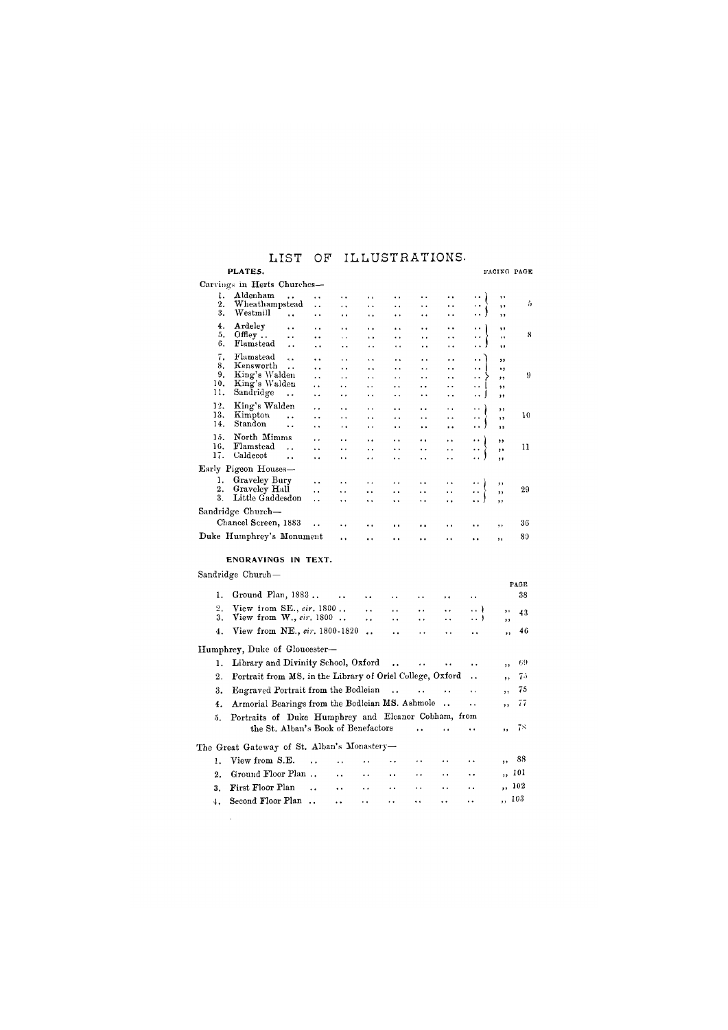# LIST OF ILLUSTRATIONS.

## PLATES.

| | FACING PAGE |
|---|---|
| **Carvings in Herts Churches—** | |
| 1. Aldenham | ,, 5 |
| 2. Wheathampstead | ,, 5 |
| 3. Westmill | ,, 5 |
| 4. Ardeley | ,, 8 |
| 5. Offley | ,, 8 |
| 6. Flamstead | ,, 8 |
| 7. Flamstead | ,, 9 |
| 8. Kensworth | ,, 9 |
| 9. King's Walden | ,, 9 |
| 10. King's Walden | ,, 9 |
| 11. Sandridge | ,, 9 |
| 12. King's Walden | ,, 10 |
| 13. Kimpton | ,, 10 |
| 14. Standon | ,, 10 |
| 15. North Mimms | ,, 11 |
| 16. Flamstead | ,, 11 |
| 17. Caldecot | ,, 11 |
| **Early Pigeon Houses—** | |
| 1. Graveley Bury | ,, 29 |
| 2. Graveley Hall | ,, 29 |
| 3. Little Gaddesdon | ,, 29 |
| **Sandridge Church—** | |
| Chancel Screen, 1883 | ,, 36 |
| **Duke Humphrey's Monument** | ,, 89 |

## ENGRAVINGS IN TEXT.

| | PAGE |
|---|---|
| **Sandridge Church—** | |
| 1. Ground Plan, 1883 | 38 |
| 2. View from SE., *cir.* 1800 | ,, 43 |
| 3. View from W., *cir.* 1800 | ,, 43 |
| 4. View from NE., *cir.* 1800-1820 | ,, 46 |
| **Humphrey, Duke of Gloucester—** | |
| 1. Library and Divinity School, Oxford | ,, 69 |
| 2. Portrait from MS. in the Library of Oriel College, Oxford | ,, 75 |
| 3. Engraved Portrait from the Bodleian | ,, 75 |
| 4. Armorial Bearings from the Bodleian MS. Ashmole | ,, 77 |
| 5. Portraits of Duke Humphrey and Eleanor Cobham, from the St. Alban's Book of Benefactors | ,, 78 |
| **The Great Gateway of St. Alban's Monastery—** | |
| 1. View from S.E. | ,, 88 |
| 2. Ground Floor Plan | ,, 101 |
| 3. First Floor Plan | ,, 102 |
| 4. Second Floor Plan | ,, 103 |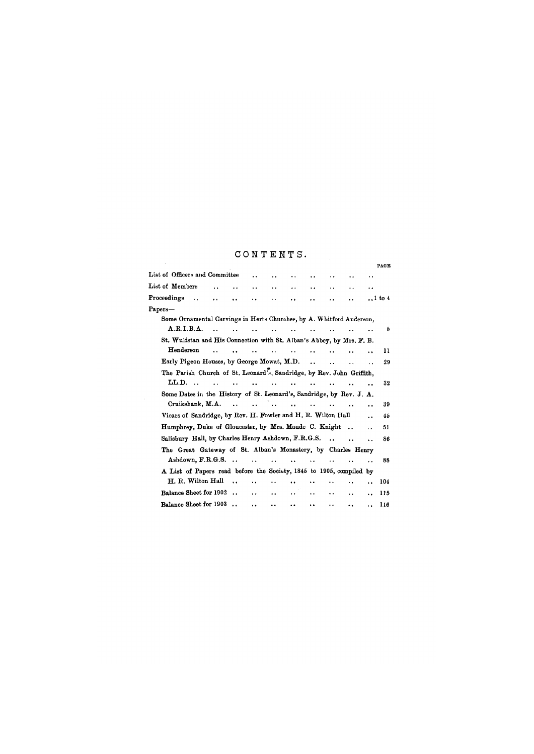# CONTENTS.

| | PAGE |
|---|---|
| List of Officers and Committee | |
| List of Members | |
| Proceedings | 1 to 4 |
| Papers— | |
| Some Ornamental Carvings in Herts Churches, by A. Whitford Anderson, A.R.I.B.A. | 5 |
| St. Wulfstan and His Connection with St. Alban's Abbey, by Mrs. F. B. Henderson | 11 |
| Early Pigeon Houses, by George Mowat, M.D. | 29 |
| The Parish Church of St. Leonard's, Sandridge, by Rev. John Griffith, LL.D. | 32 |
| Some Dates in the History of St. Leonard's, Sandridge, by Rev. J. A. Cruikshank, M.A. | 39 |
| Vicars of Sandridge, by Rev. H. Fowler and H. R. Wilton Hall | 45 |
| Humphrey, Duke of Gloucester, by Mrs. Maude C. Knight | 51 |
| Salisbury Hall, by Charles Henry Ashdown, F.R.G.S. | 86 |
| The Great Gateway of St. Alban's Monastery, by Charles Henry Ashdown, F.R.G.S. | 88 |
| A List of Papers read before the Society, 1845 to 1905, compiled by H. R. Wilton Hall | 104 |
| Balance Sheet for 1902 | 115 |
| Balance Sheet for 1903 | 116 |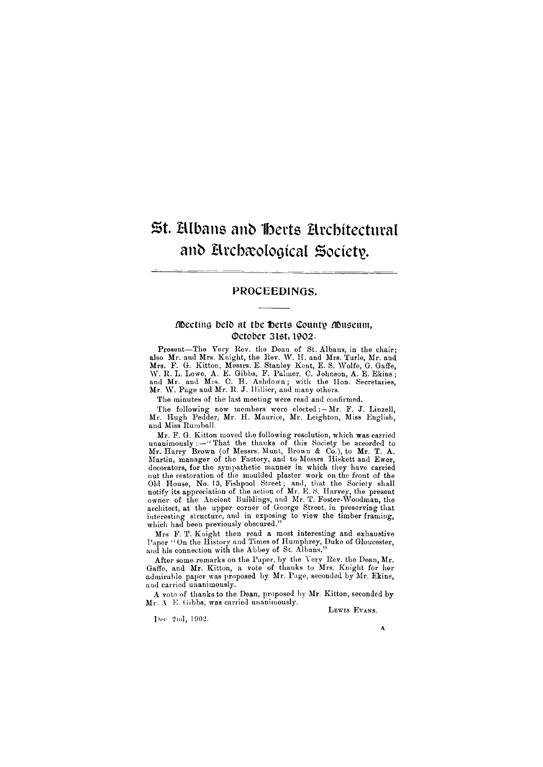# St. Albans and Herts Architectural and Archæological Society.

## PROCEEDINGS.

### Meeting held at the Herts County Museum, October 31st, 1902.

Present—The Very Rev. the Dean of St. Albans, in the chair; also Mr. and Mrs. Knight, the Rev. W. H. and Mrs. Turle, Mr. and Mrs. F. G. Kitton, Messrs. E. Stanley Kent, E. S. Wolfe, G. Gaffe, W. R. L. Lowe, A. E. Gibbs, F. Palmer, C. Johnson, A. E. Ekins; and Mr. and Mrs. C. H. Ashdown; with the Hon. Secretaries, Mr. W. Page and Mr. R. J. Hillier, and many others.

The minutes of the last meeting were read and confirmed.

The following new members were elected:—Mr. F. J. Linzell, Mr. Hugh Pedder, Mr. H. Maurice, Mr. Leighton, Miss English, and Miss Rumball.

Mr. F. G. Kitton moved the following resolution, which was carried unanimously:—"That the thanks of this Society be accorded to Mr. Harry Brown (of Messrs. Munt, Brown & Co.), to Mr. T. A. Martin, manager of the Factory, and to Messrs Hiskett and Ewer, decorators, for the sympathetic manner in which they have carried out the restoration of the moulded plaster work on the front of the Old House, No. 13, Fishpool Street; and, that the Society shall notify its appreciation of the action of Mr. E. S. Harvey, the present owner of the Ancient Buildings, and Mr. T. Foster-Woodman, the architect, at the upper corner of George Street, in preserving that interesting structure, and in exposing to view the timber framing, which had been previously obscured."

Mrs. F. T. Knight then read a most interesting and exhaustive Paper "On the History and Times of Humphrey, Duke of Gloucester, and his connection with the Abbey of St. Albans."

After some remarks on the Paper, by the Very Rev. the Dean, Mr. Gaffe, and Mr. Kitton, a vote of thanks to Mrs. Knight for her admirable paper was proposed by Mr. Page, seconded by Mr. Ekins, and carried unanimously.

A vote of thanks to the Dean, proposed by Mr. Kitton, seconded by Mr. A. E. Gibbs, was carried unanimously.

LEWIS EVANS.

Dec. 2nd, 1902.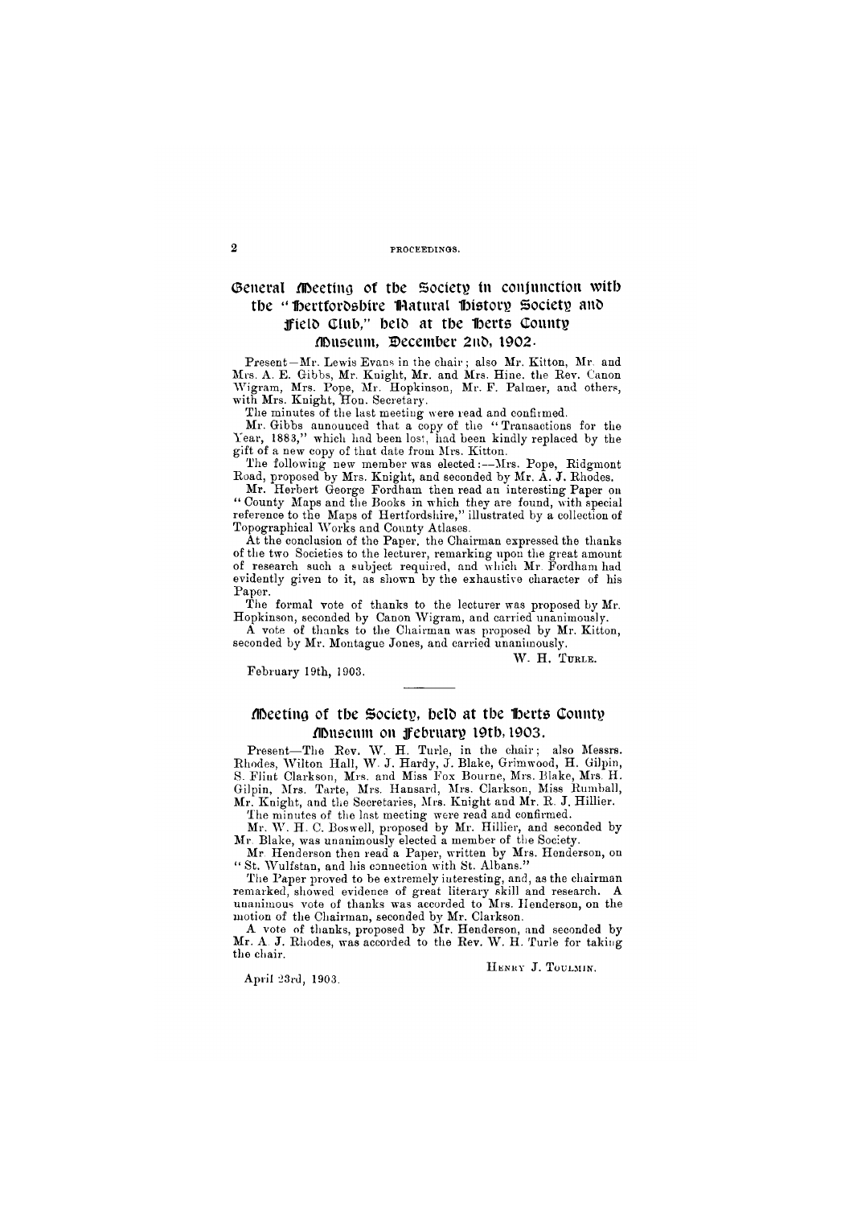## General Meeting of the Society in conjunction with the "Hertfordshire Natural History Society and Field Club," held at the Herts County Museum, December 2nd, 1902.

Present—Mr. Lewis Evans in the chair; also Mr. Kitton, Mr. and Mrs. A. E. Gibbs, Mr. Knight, Mr. and Mrs. Hine, the Rev. Canon Wigram, Mrs. Pope, Mr. Hopkinson, Mr. F. Palmer, and others, with Mrs. Knight, Hon. Secretary.

The minutes of the last meeting were read and confirmed.

Mr. Gibbs announced that a copy of the "Transactions for the Year, 1883," which had been lost, had been kindly replaced by the gift of a new copy of that date from Mrs. Kitton.

The following new member was elected:—Mrs. Pope, Ridgmont Road, proposed by Mrs. Knight, and seconded by Mr. A. J. Rhodes.

Mr. Herbert George Fordham then read an interesting Paper on "County Maps and the Books in which they are found, with special reference to the Maps of Hertfordshire," illustrated by a collection of Topographical Works and County Atlases.

At the conclusion of the Paper, the Chairman expressed the thanks of the two Societies to the lecturer, remarking upon the great amount of research such a subject required, and which Mr. Fordham had evidently given to it, as shown by the exhaustive character of his Paper.

The formal vote of thanks to the lecturer was proposed by Mr. Hopkinson, seconded by Canon Wigram, and carried unanimously.

A vote of thanks to the Chairman was proposed by Mr. Kitton, seconded by Mr. Montague Jones, and carried unanimously.

W. H. TURLE.

February 19th, 1903.

---

## Meeting of the Society, held at the Herts County Museum on February 19th, 1903.

Present—The Rev. W. H. Turle, in the chair; also Messrs. Rhodes, Wilton Hall, W. J. Hardy, J. Blake, Grimwood, H. Gilpin, S. Flint Clarkson, Mrs. and Miss Fox Bourne, Mrs. Blake, Mrs. H. Gilpin, Mrs. Tarte, Mrs. Hansard, Mrs. Clarkson, Miss Rumball, Mr. Knight, and the Secretaries, Mrs. Knight and Mr. R. J. Hillier.

The minutes of the last meeting were read and confirmed.

Mr. W. H. C. Boswell, proposed by Mr. Hillier, and seconded by Mr. Blake, was unanimously elected a member of the Society.

Mr. Henderson then read a Paper, written by Mrs. Henderson, on "St. Wulfstan, and his connection with St. Albans."

The Paper proved to be extremely interesting, and, as the chairman remarked, showed evidence of great literary skill and research. A unanimous vote of thanks was accorded to Mrs. Henderson, on the motion of the Chairman, seconded by Mr. Clarkson.

A vote of thanks, proposed by Mr. Henderson, and seconded by Mr. A. J. Rhodes, was accorded to the Rev. W. H. Turle for taking the chair.

HENRY J. TOULMIN.

April 23rd, 1903.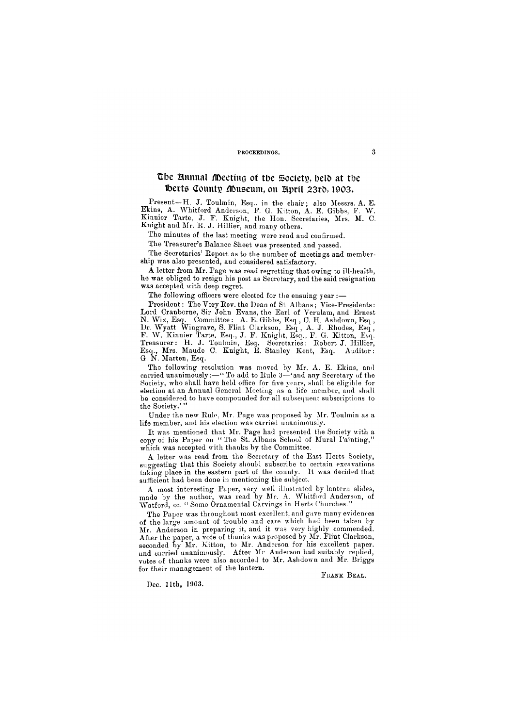## The Annual Meeting of the Society, held at the Herts County Museum, on April 23rd, 1903.

Present—H. J. Toulmin, Esq., in the chair; also Messrs. A. E. Ekins, A. Whitford Anderson, F. G. Kitton, A. E. Gibbs, F. W. Kinnier Tarte, J. F. Knight, the Hon. Secretaries, Mrs. M. C. Knight and Mr. R. J. Hillier, and many others.

The minutes of the last meeting were read and confirmed.

The Treasurer's Balance Sheet was presented and passed.

The Secretaries' Report as to the number of meetings and membership was also presented, and considered satisfactory.

A letter from Mr. Page was read regretting that owing to ill-health, he was obliged to resign his post as Secretary, and the said resignation was accepted with deep regret.

The following officers were elected for the ensuing year :—

President: The Very Rev. the Dean of St Albans; Vice-Presidents: Lord Cranborne, Sir John Evans, the Earl of Verulam, and Ernest N. Wix, Esq. Committee: A. E. Gibbs, Esq., C. H. Ashdown, Esq., Dr. Wyatt Wingrave, S. Flint Clarkson, Esq., A. J. Rhodes, Esq., F. W. Kinnier Tarte, Esq., J. F. Knight, Esq., F. G. Kitton, Esq. Treasurer: H. J. Toulmin, Esq. Secretaries: Robert J. Hillier, Esq., Mrs. Maude C. Knight, E. Stanley Kent, Esq. Auditor: G. N. Marten, Esq.

The following resolution was moved by Mr. A. E. Ekins, and carried unanimously:—"To add to Rule 3—'and any Secretary of the Society, who shall have held office for five years, shall be eligible for election at an Annual General Meeting as a life member, and shall be considered to have compounded for all subsequent subscriptions to the Society.'"

Under the new Rule, Mr. Page was proposed by Mr. Toulmin as a life member, and his election was carried unanimously.

It was mentioned that Mr. Page had presented the Society with a copy of his Paper on "The St. Albans School of Mural Painting," which was accepted with thanks by the Committee.

A letter was read from the Secretary of the East Herts Society, suggesting that this Society should subscribe to certain excavations taking place in the eastern part of the county. It was decided that sufficient had been done in mentioning the subject.

A most interesting Paper, very well illustrated by lantern slides, made by the author, was read by Mr. A. Whitford Anderson, of Watford, on "Some Ornamental Carvings in Herts Churches."

The Paper was throughout most excellent, and gave many evidences of the large amount of trouble and care which had been taken by Mr. Anderson in preparing it, and it was very highly commended. After the paper, a vote of thanks was proposed by Mr. Flint Clarkson, seconded by Mr. Kitton, to Mr. Anderson for his excellent paper, and carried unanimously. After Mr. Anderson had suitably replied, votes of thanks were also accorded to Mr. Ashdown and Mr. Briggs for their management of the lantern.

FRANK BEAL.

Dec. 11th, 1903.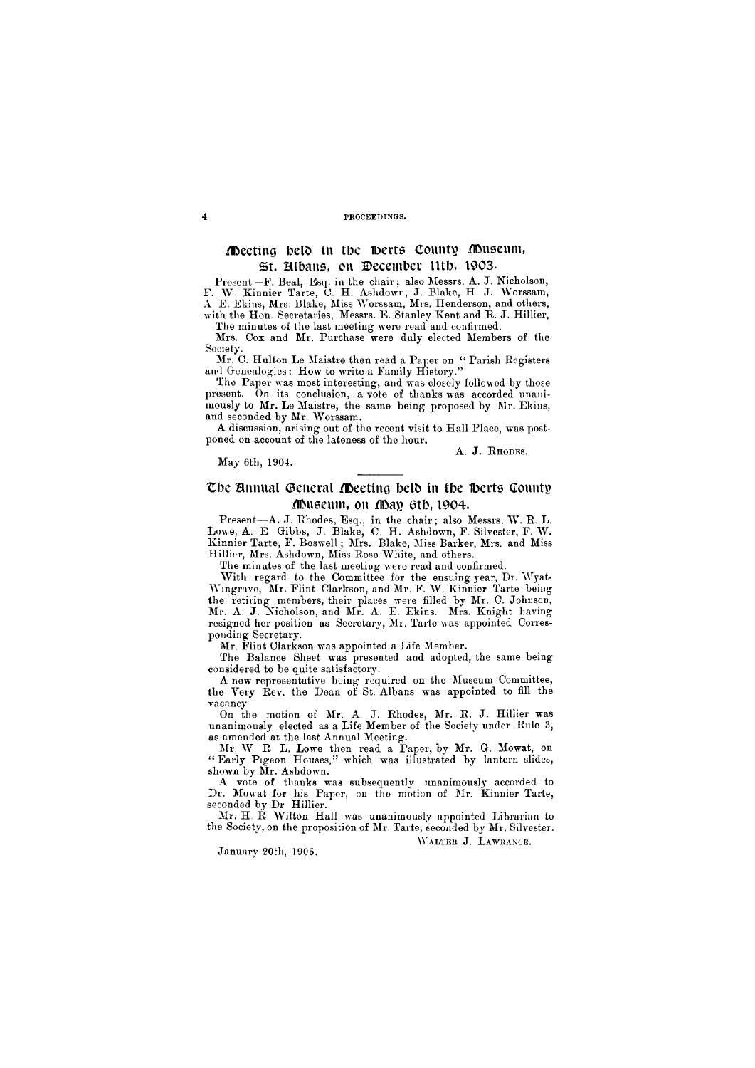## Meeting held in the Herts County Museum, St. Albans, on December 11th, 1903.

Present—F. Beal, Esq. in the chair; also Messrs. A. J. Nicholson, F. W. Kinnier Tarte, C. H. Ashdown, J. Blake, H. J. Worssam, A. E. Ekins, Mrs. Blake, Miss Worssam, Mrs. Henderson, and others, with the Hon. Secretaries, Messrs. E. Stanley Kent and R. J. Hillier,

The minutes of the last meeting were read and confirmed.

Mrs. Cox and Mr. Purchase were duly elected Members of the Society.

Mr. C. Hulton Le Maistre then read a Paper on "Parish Registers and Genealogies: How to write a Family History."

The Paper was most interesting, and was closely followed by those present. On its conclusion, a vote of thanks was accorded unanimously to Mr. Le Maistre, the same being proposed by Mr. Ekins, and seconded by Mr. Worssam.

A discussion, arising out of the recent visit to Hall Place, was postponed on account of the lateness of the hour.

A. J. Rhodes.

May 6th, 1904.

---

## The Annual General Meeting held in the Herts County Museum, on May 6th, 1904.

Present—A. J. Rhodes, Esq., in the chair; also Messrs. W. R. L. Lowe, A. E. Gibbs, J. Blake, C. H. Ashdown, F. Silvester, F. W. Kinnier Tarte, F. Boswell; Mrs. Blake, Miss Barker, Mrs. and Miss Hillier, Mrs. Ashdown, Miss Rose White, and others.

The minutes of the last meeting were read and confirmed.

With regard to the Committee for the ensuing year, Dr. Wyat-Wingrave, Mr. Flint Clarkson, and Mr. F. W. Kinnier Tarte being the retiring members, their places were filled by Mr. C. Johnson, Mr. A. J. Nicholson, and Mr. A. E. Ekins. Mrs. Knight having resigned her position as Secretary, Mr. Tarte was appointed Corresponding Secretary.

Mr. Flint Clarkson was appointed a Life Member.

The Balance Sheet was presented and adopted, the same being considered to be quite satisfactory.

A new representative being required on the Museum Committee, the Very Rev. the Dean of St. Albans was appointed to fill the vacancy.

On the motion of Mr. A. J. Rhodes, Mr. R. J. Hillier was unanimously elected as a Life Member of the Society under Rule 3, as amended at the last Annual Meeting.

Mr. W. R. L. Lowe then read a Paper, by Mr. G. Mowat, on "Early Pigeon Houses," which was illustrated by lantern slides, shown by Mr. Ashdown.

A vote of thanks was subsequently unanimously accorded to Dr. Mowat for his Paper, on the motion of Mr. Kinnier Tarte, seconded by Dr. Hillier.

Mr. H. R. Wilton Hall was unanimously appointed Librarian to the Society, on the proposition of Mr. Tarte, seconded by Mr. Silvester.

Walter J. Lawrance.

January 20th, 1905.